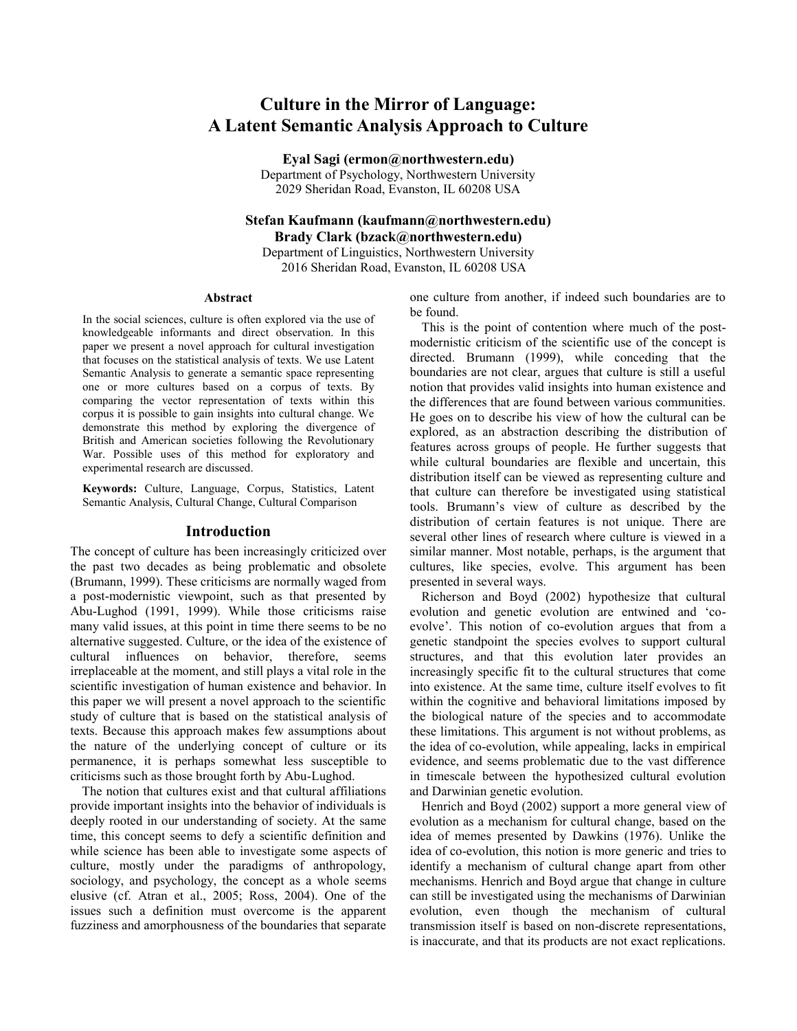# Culture in the Mirror of Language: A Latent Semantic Analysis Approach to Culture

**Eyal Sagi (ermon@northwestern.edu)**
Department of Psychology, Northwestern University
2029 Sheridan Road, Evanston, IL 60208 USA

**Stefan Kaufmann (kaufmann@northwestern.edu)**
**Brady Clark (bzack@northwestern.edu)**
Department of Linguistics, Northwestern University
2016 Sheridan Road, Evanston, IL 60208 USA

## Abstract

In the social sciences, culture is often explored via the use of knowledgeable informants and direct observation. In this paper we present a novel approach for cultural investigation that focuses on the statistical analysis of texts. We use Latent Semantic Analysis to generate a semantic space representing one or more cultures based on a corpus of texts. By comparing the vector representation of texts within this corpus it is possible to gain insights into cultural change. We demonstrate this method by exploring the divergence of British and American societies following the Revolutionary War. Possible uses of this method for exploratory and experimental research are discussed.

**Keywords:** Culture, Language, Corpus, Statistics, Latent Semantic Analysis, Cultural Change, Cultural Comparison

## Introduction

The concept of culture has been increasingly criticized over the past two decades as being problematic and obsolete (Brumann, 1999). These criticisms are normally waged from a post-modernistic viewpoint, such as that presented by Abu-Lughod (1991, 1999). While those criticisms raise many valid issues, at this point in time there seems to be no alternative suggested. Culture, or the idea of the existence of cultural influences on behavior, therefore, seems irreplaceable at the moment, and still plays a vital role in the scientific investigation of human existence and behavior. In this paper we will present a novel approach to the scientific study of culture that is based on the statistical analysis of texts. Because this approach makes few assumptions about the nature of the underlying concept of culture or its permanence, it is perhaps somewhat less susceptible to criticisms such as those brought forth by Abu-Lughod.

The notion that cultures exist and that cultural affiliations provide important insights into the behavior of individuals is deeply rooted in our understanding of society. At the same time, this concept seems to defy a scientific definition and while science has been able to investigate some aspects of culture, mostly under the paradigms of anthropology, sociology, and psychology, the concept as a whole seems elusive (cf. Atran et al., 2005; Ross, 2004). One of the issues such a definition must overcome is the apparent fuzziness and amorphousness of the boundaries that separate one culture from another, if indeed such boundaries are to be found.

This is the point of contention where much of the post-modernistic criticism of the scientific use of the concept is directed. Brumann (1999), while conceding that the boundaries are not clear, argues that culture is still a useful notion that provides valid insights into human existence and the differences that are found between various communities. He goes on to describe his view of how the cultural can be explored, as an abstraction describing the distribution of features across groups of people. He further suggests that while cultural boundaries are flexible and uncertain, this distribution itself can be viewed as representing culture and that culture can therefore be investigated using statistical tools. Brumann's view of culture as described by the distribution of certain features is not unique. There are several other lines of research where culture is viewed in a similar manner. Most notable, perhaps, is the argument that cultures, like species, evolve. This argument has been presented in several ways.

Richerson and Boyd (2002) hypothesize that cultural evolution and genetic evolution are entwined and 'co-evolve'. This notion of co-evolution argues that from a genetic standpoint the species evolves to support cultural structures, and that this evolution later provides an increasingly specific fit to the cultural structures that come into existence. At the same time, culture itself evolves to fit within the cognitive and behavioral limitations imposed by the biological nature of the species and to accommodate these limitations. This argument is not without problems, as the idea of co-evolution, while appealing, lacks in empirical evidence, and seems problematic due to the vast difference in timescale between the hypothesized cultural evolution and Darwinian genetic evolution.

Henrich and Boyd (2002) support a more general view of evolution as a mechanism for cultural change, based on the idea of memes presented by Dawkins (1976). Unlike the idea of co-evolution, this notion is more generic and tries to identify a mechanism of cultural change apart from other mechanisms. Henrich and Boyd argue that change in culture can still be investigated using the mechanisms of Darwinian evolution, even though the mechanism of cultural transmission itself is based on non-discrete representations, is inaccurate, and that its products are not exact replications.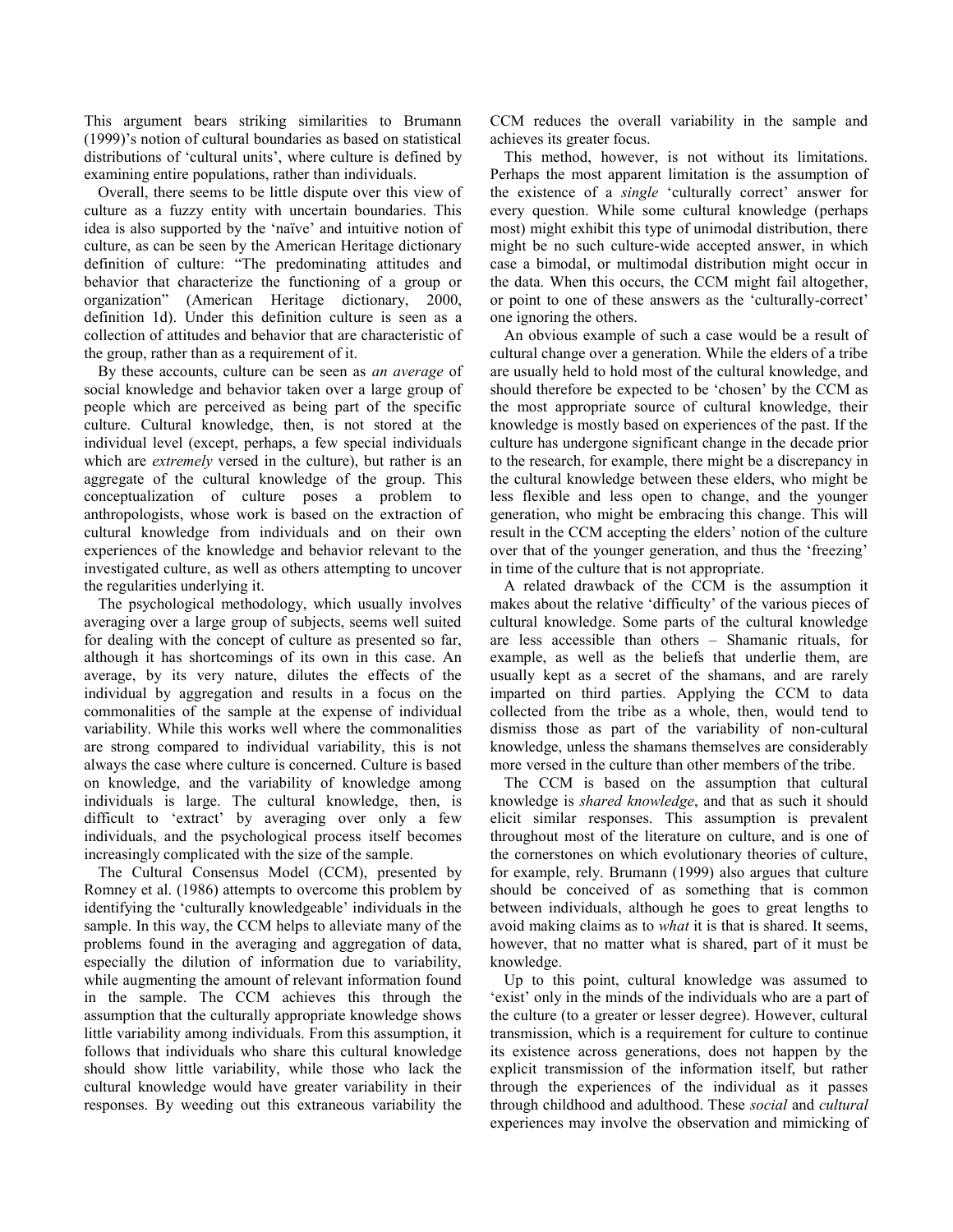This argument bears striking similarities to Brumann (1999)'s notion of cultural boundaries as based on statistical distributions of 'cultural units', where culture is defined by examining entire populations, rather than individuals.

Overall, there seems to be little dispute over this view of culture as a fuzzy entity with uncertain boundaries. This idea is also supported by the 'naïve' and intuitive notion of culture, as can be seen by the American Heritage dictionary definition of culture: "The predominating attitudes and behavior that characterize the functioning of a group or organization" (American Heritage dictionary, 2000, definition 1d). Under this definition culture is seen as a collection of attitudes and behavior that are characteristic of the group, rather than as a requirement of it.

By these accounts, culture can be seen as *an average* of social knowledge and behavior taken over a large group of people which are perceived as being part of the specific culture. Cultural knowledge, then, is not stored at the individual level (except, perhaps, a few special individuals which are *extremely* versed in the culture), but rather is an aggregate of the cultural knowledge of the group. This conceptualization of culture poses a problem to anthropologists, whose work is based on the extraction of cultural knowledge from individuals and on their own experiences of the knowledge and behavior relevant to the investigated culture, as well as others attempting to uncover the regularities underlying it.

The psychological methodology, which usually involves averaging over a large group of subjects, seems well suited for dealing with the concept of culture as presented so far, although it has shortcomings of its own in this case. An average, by its very nature, dilutes the effects of the individual by aggregation and results in a focus on the commonalities of the sample at the expense of individual variability. While this works well where the commonalities are strong compared to individual variability, this is not always the case where culture is concerned. Culture is based on knowledge, and the variability of knowledge among individuals is large. The cultural knowledge, then, is difficult to 'extract' by averaging over only a few individuals, and the psychological process itself becomes increasingly complicated with the size of the sample.

The Cultural Consensus Model (CCM), presented by Romney et al. (1986) attempts to overcome this problem by identifying the 'culturally knowledgeable' individuals in the sample. In this way, the CCM helps to alleviate many of the problems found in the averaging and aggregation of data, especially the dilution of information due to variability, while augmenting the amount of relevant information found in the sample. The CCM achieves this through the assumption that the culturally appropriate knowledge shows little variability among individuals. From this assumption, it follows that individuals who share this cultural knowledge should show little variability, while those who lack the cultural knowledge would have greater variability in their responses. By weeding out this extraneous variability the CCM reduces the overall variability in the sample and achieves its greater focus.

This method, however, is not without its limitations. Perhaps the most apparent limitation is the assumption of the existence of a *single* 'culturally correct' answer for every question. While some cultural knowledge (perhaps most) might exhibit this type of unimodal distribution, there might be no such culture-wide accepted answer, in which case a bimodal, or multimodal distribution might occur in the data. When this occurs, the CCM might fail altogether, or point to one of these answers as the 'culturally-correct' one ignoring the others.

An obvious example of such a case would be a result of cultural change over a generation. While the elders of a tribe are usually held to hold most of the cultural knowledge, and should therefore be expected to be 'chosen' by the CCM as the most appropriate source of cultural knowledge, their knowledge is mostly based on experiences of the past. If the culture has undergone significant change in the decade prior to the research, for example, there might be a discrepancy in the cultural knowledge between these elders, who might be less flexible and less open to change, and the younger generation, who might be embracing this change. This will result in the CCM accepting the elders' notion of the culture over that of the younger generation, and thus the 'freezing' in time of the culture that is not appropriate.

A related drawback of the CCM is the assumption it makes about the relative 'difficulty' of the various pieces of cultural knowledge. Some parts of the cultural knowledge are less accessible than others – Shamanic rituals, for example, as well as the beliefs that underlie them, are usually kept as a secret of the shamans, and are rarely imparted on third parties. Applying the CCM to data collected from the tribe as a whole, then, would tend to dismiss those as part of the variability of non-cultural knowledge, unless the shamans themselves are considerably more versed in the culture than other members of the tribe.

The CCM is based on the assumption that cultural knowledge is *shared knowledge*, and that as such it should elicit similar responses. This assumption is prevalent throughout most of the literature on culture, and is one of the cornerstones on which evolutionary theories of culture, for example, rely. Brumann (1999) also argues that culture should be conceived of as something that is common between individuals, although he goes to great lengths to avoid making claims as to *what* it is that is shared. It seems, however, that no matter what is shared, part of it must be knowledge.

Up to this point, cultural knowledge was assumed to 'exist' only in the minds of the individuals who are a part of the culture (to a greater or lesser degree). However, cultural transmission, which is a requirement for culture to continue its existence across generations, does not happen by the explicit transmission of the information itself, but rather through the experiences of the individual as it passes through childhood and adulthood. These *social* and *cultural* experiences may involve the observation and mimicking of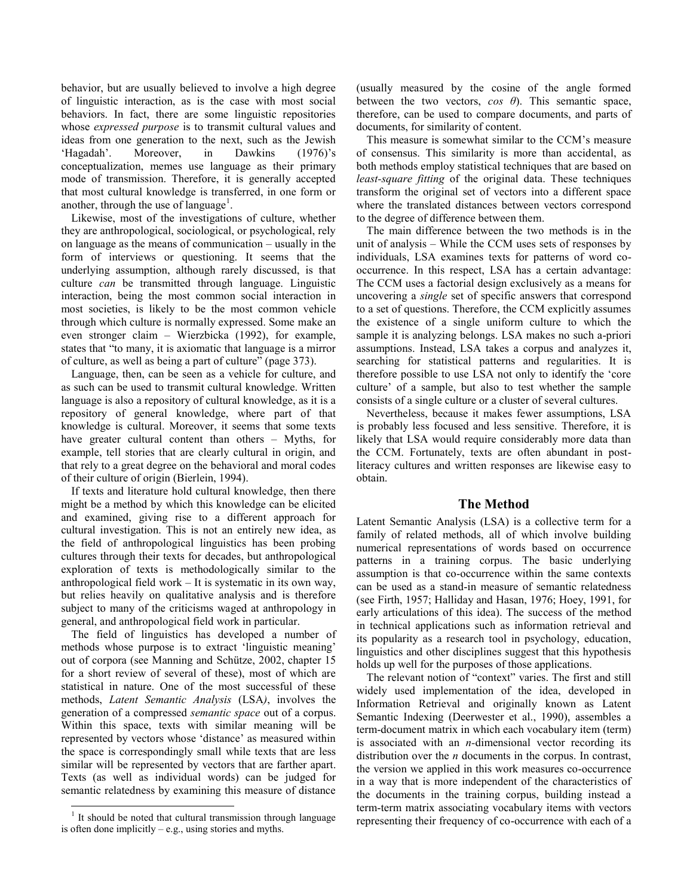behavior, but are usually believed to involve a high degree of linguistic interaction, as is the case with most social behaviors. In fact, there are some linguistic repositories whose *expressed purpose* is to transmit cultural values and ideas from one generation to the next, such as the Jewish 'Hagadah'. Moreover, in Dawkins (1976)'s conceptualization, memes use language as their primary mode of transmission. Therefore, it is generally accepted that most cultural knowledge is transferred, in one form or another, through the use of language[1].

Likewise, most of the investigations of culture, whether they are anthropological, sociological, or psychological, rely on language as the means of communication – usually in the form of interviews or questioning. It seems that the underlying assumption, although rarely discussed, is that culture *can* be transmitted through language. Linguistic interaction, being the most common social interaction in most societies, is likely to be the most common vehicle through which culture is normally expressed. Some make an even stronger claim – Wierzbicka (1992), for example, states that "to many, it is axiomatic that language is a mirror of culture, as well as being a part of culture" (page 373).

Language, then, can be seen as a vehicle for culture, and as such can be used to transmit cultural knowledge. Written language is also a repository of cultural knowledge, as it is a repository of general knowledge, where part of that knowledge is cultural. Moreover, it seems that some texts have greater cultural content than others – Myths, for example, tell stories that are clearly cultural in origin, and that rely to a great degree on the behavioral and moral codes of their culture of origin (Bierlein, 1994).

If texts and literature hold cultural knowledge, then there might be a method by which this knowledge can be elicited and examined, giving rise to a different approach for cultural investigation. This is not an entirely new idea, as the field of anthropological linguistics has been probing cultures through their texts for decades, but anthropological exploration of texts is methodologically similar to the anthropological field work – It is systematic in its own way, but relies heavily on qualitative analysis and is therefore subject to many of the criticisms waged at anthropology in general, and anthropological field work in particular.

The field of linguistics has developed a number of methods whose purpose is to extract 'linguistic meaning' out of corpora (see Manning and Schütze, 2002, chapter 15 for a short review of several of these), most of which are statistical in nature. One of the most successful of these methods, *Latent Semantic Analysis* (LSA), involves the generation of a compressed *semantic space* out of a corpus. Within this space, texts with similar meaning will be represented by vectors whose 'distance' as measured within the space is correspondingly small while texts that are less similar will be represented by vectors that are farther apart. Texts (as well as individual words) can be judged for semantic relatedness by examining this measure of distance (usually measured by the cosine of the angle formed between the two vectors, *cos θ*). This semantic space, therefore, can be used to compare documents, and parts of documents, for similarity of content.

This measure is somewhat similar to the CCM's measure of consensus. This similarity is more than accidental, as both methods employ statistical techniques that are based on *least-square fitting* of the original data. These techniques transform the original set of vectors into a different space where the translated distances between vectors correspond to the degree of difference between them.

The main difference between the two methods is in the unit of analysis – While the CCM uses sets of responses by individuals, LSA examines texts for patterns of word co-occurrence. In this respect, LSA has a certain advantage: The CCM uses a factorial design exclusively as a means for uncovering a *single* set of specific answers that correspond to a set of questions. Therefore, the CCM explicitly assumes the existence of a single uniform culture to which the sample it is analyzing belongs. LSA makes no such a-priori assumptions. Instead, LSA takes a corpus and analyzes it, searching for statistical patterns and regularities. It is therefore possible to use LSA not only to identify the 'core culture' of a sample, but also to test whether the sample consists of a single culture or a cluster of several cultures.

Nevertheless, because it makes fewer assumptions, LSA is probably less focused and less sensitive. Therefore, it is likely that LSA would require considerably more data than the CCM. Fortunately, texts are often abundant in post-literacy cultures and written responses are likewise easy to obtain.

## The Method

Latent Semantic Analysis (LSA) is a collective term for a family of related methods, all of which involve building numerical representations of words based on occurrence patterns in a training corpus. The basic underlying assumption is that co-occurrence within the same contexts can be used as a stand-in measure of semantic relatedness (see Firth, 1957; Halliday and Hasan, 1976; Hoey, 1991, for early articulations of this idea). The success of the method in technical applications such as information retrieval and its popularity as a research tool in psychology, education, linguistics and other disciplines suggest that this hypothesis holds up well for the purposes of those applications.

The relevant notion of "context" varies. The first and still widely used implementation of the idea, developed in Information Retrieval and originally known as Latent Semantic Indexing (Deerwester et al., 1990), assembles a term-document matrix in which each vocabulary item (term) is associated with an *n*-dimensional vector recording its distribution over the *n* documents in the corpus. In contrast, the version we applied in this work measures co-occurrence in a way that is more independent of the characteristics of the documents in the training corpus, building instead a term-term matrix associating vocabulary items with vectors representing their frequency of co-occurrence with each of a

[1] It should be noted that cultural transmission through language is often done implicitly – e.g., using stories and myths.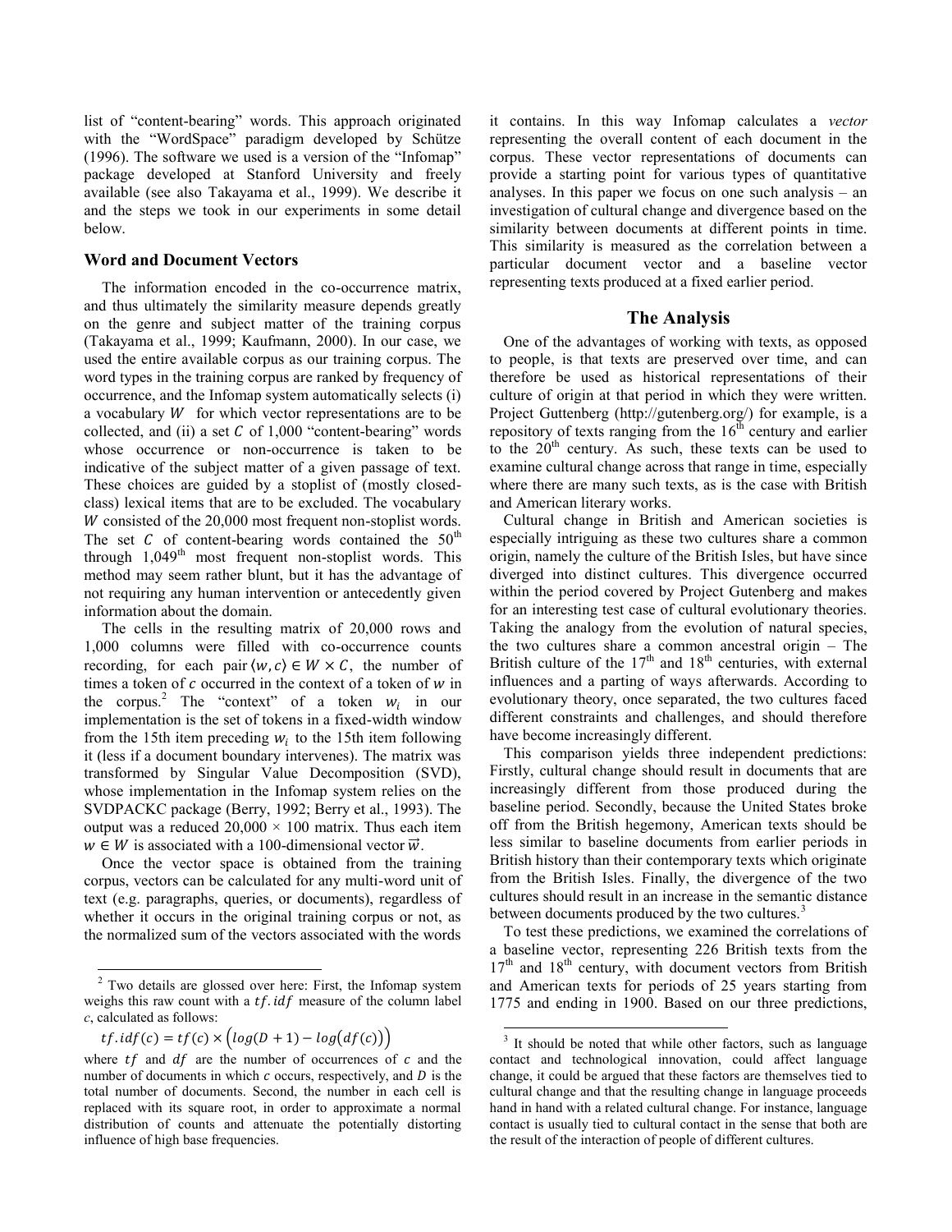list of "content-bearing" words. This approach originated with the "WordSpace" paradigm developed by Schütze (1996). The software we used is a version of the "Infomap" package developed at Stanford University and freely available (see also Takayama et al., 1999). We describe it and the steps we took in our experiments in some detail below.

### Word and Document Vectors

The information encoded in the co-occurrence matrix, and thus ultimately the similarity measure depends greatly on the genre and subject matter of the training corpus (Takayama et al., 1999; Kaufmann, 2000). In our case, we used the entire available corpus as our training corpus. The word types in the training corpus are ranked by frequency of occurrence, and the Infomap system automatically selects (i) a vocabulary $W$ for which vector representations are to be collected, and (ii) a set $C$ of 1,000 "content-bearing" words whose occurrence or non-occurrence is taken to be indicative of the subject matter of a given passage of text. These choices are guided by a stoplist of (mostly closed-class) lexical items that are to be excluded. The vocabulary $W$ consisted of the 20,000 most frequent non-stoplist words. The set $C$ of content-bearing words contained the 50th through 1,049th most frequent non-stoplist words. This method may seem rather blunt, but it has the advantage of not requiring any human intervention or antecedently given information about the domain.

The cells in the resulting matrix of 20,000 rows and 1,000 columns were filled with co-occurrence counts recording, for each pair $\langle w, c \rangle \in W \times C$, the number of times a token of $c$ occurred in the context of a token of $w$ in the corpus.[2] The "context" of a token $w_i$ in our implementation is the set of tokens in a fixed-width window from the 15th item preceding $w_i$ to the 15th item following it (less if a document boundary intervenes). The matrix was transformed by Singular Value Decomposition (SVD), whose implementation in the Infomap system relies on the SVDPACKC package (Berry, 1992; Berry et al., 1993). The output was a reduced $20{,}000 \times 100$ matrix. Thus each item $w \in W$ is associated with a 100-dimensional vector $\vec{w}$.

Once the vector space is obtained from the training corpus, vectors can be calculated for any multi-word unit of text (e.g. paragraphs, queries, or documents), regardless of whether it occurs in the original training corpus or not, as the normalized sum of the vectors associated with the words it contains. In this way Infomap calculates a *vector* representing the overall content of each document in the corpus. These vector representations of documents can provide a starting point for various types of quantitative analyses. In this paper we focus on one such analysis – an investigation of cultural change and divergence based on the similarity between documents at different points in time. This similarity is measured as the correlation between a particular document vector and a baseline vector representing texts produced at a fixed earlier period.

## The Analysis

One of the advantages of working with texts, as opposed to people, is that texts are preserved over time, and can therefore be used as historical representations of their culture of origin at that period in which they were written. Project Guttenberg (http://gutenberg.org/) for example, is a repository of texts ranging from the 16th century and earlier to the 20th century. As such, these texts can be used to examine cultural change across that range in time, especially where there are many such texts, as is the case with British and American literary works.

Cultural change in British and American societies is especially intriguing as these two cultures share a common origin, namely the culture of the British Isles, but have since diverged into distinct cultures. This divergence occurred within the period covered by Project Gutenberg and makes for an interesting test case of cultural evolutionary theories. Taking the analogy from the evolution of natural species, the two cultures share a common ancestral origin – The British culture of the 17th and 18th centuries, with external influences and a parting of ways afterwards. According to evolutionary theory, once separated, the two cultures faced different constraints and challenges, and should therefore have become increasingly different.

This comparison yields three independent predictions: Firstly, cultural change should result in documents that are increasingly different from those produced during the baseline period. Secondly, because the United States broke off from the British hegemony, American texts should be less similar to baseline documents from earlier periods in British history than their contemporary texts which originate from the British Isles. Finally, the divergence of the two cultures should result in an increase in the semantic distance between documents produced by the two cultures.[3]

To test these predictions, we examined the correlations of a baseline vector, representing 226 British texts from the 17th and 18th century, with document vectors from British and American texts for periods of 25 years starting from 1775 and ending in 1900. Based on our three predictions,

---

[2] Two details are glossed over here: First, the Infomap system weighs this raw count with a $tf.idf$ measure of the column label $c$, calculated as follows:

$$tf.idf(c) = tf(c) \times \left(log(D+1) - log\big(df(c)\big)\right)$$

where $tf$ and $df$ are the number of occurrences of $c$ and the number of documents in which $c$ occurs, respectively, and $D$ is the total number of documents. Second, the number in each cell is replaced with its square root, in order to approximate a normal distribution of counts and attenuate the potentially distorting influence of high base frequencies.

[3] It should be noted that while other factors, such as language contact and technological innovation, could affect language change, it could be argued that these factors are themselves tied to cultural change and that the resulting change in language proceeds hand in hand with a related cultural change. For instance, language contact is usually tied to cultural contact in the sense that both are the result of the interaction of people of different cultures.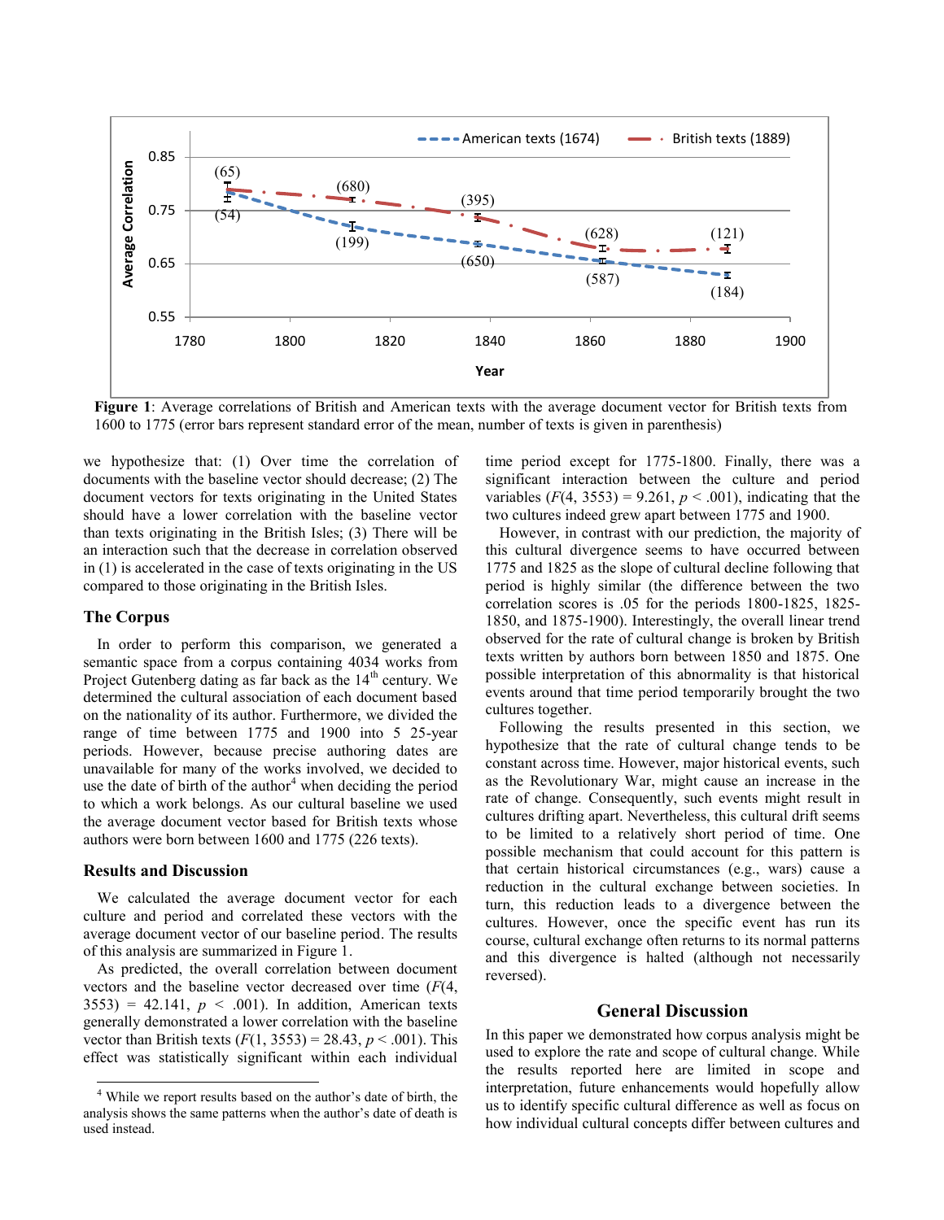**Figure 1**: Average correlations of British and American texts with the average document vector for British texts from 1600 to 1775 (error bars represent standard error of the mean, number of texts is given in parenthesis)

we hypothesize that: (1) Over time the correlation of documents with the baseline vector should decrease; (2) The document vectors for texts originating in the United States should have a lower correlation with the baseline vector than texts originating in the British Isles; (3) There will be an interaction such that the decrease in correlation observed in (1) is accelerated in the case of texts originating in the US compared to those originating in the British Isles.

## The Corpus

In order to perform this comparison, we generated a semantic space from a corpus containing 4034 works from Project Gutenberg dating as far back as the 14th century. We determined the cultural association of each document based on the nationality of its author. Furthermore, we divided the range of time between 1775 and 1900 into 5 25-year periods. However, because precise authoring dates are unavailable for many of the works involved, we decided to use the date of birth of the author[4] when deciding the period to which a work belongs. As our cultural baseline we used the average document vector based for British texts whose authors were born between 1600 and 1775 (226 texts).

## Results and Discussion

We calculated the average document vector for each culture and period and correlated these vectors with the average document vector of our baseline period. The results of this analysis are summarized in Figure 1.

As predicted, the overall correlation between document vectors and the baseline vector decreased over time ($F(4, 3553) = 42.141$, $p < .001$). In addition, American texts generally demonstrated a lower correlation with the baseline vector than British texts ($F(1, 3553) = 28.43$, $p < .001$). This effect was statistically significant within each individual time period except for 1775-1800. Finally, there was a significant interaction between the culture and period variables ($F(4, 3553) = 9.261$, $p < .001$), indicating that the two cultures indeed grew apart between 1775 and 1900.

However, in contrast with our prediction, the majority of this cultural divergence seems to have occurred between 1775 and 1825 as the slope of cultural decline following that period is highly similar (the difference between the two correlation scores is .05 for the periods 1800-1825, 1825-1850, and 1875-1900). Interestingly, the overall linear trend observed for the rate of cultural change is broken by British texts written by authors born between 1850 and 1875. One possible interpretation of this abnormality is that historical events around that time period temporarily brought the two cultures together.

Following the results presented in this section, we hypothesize that the rate of cultural change tends to be constant across time. However, major historical events, such as the Revolutionary War, might cause an increase in the rate of change. Consequently, such events might result in cultures drifting apart. Nevertheless, this cultural drift seems to be limited to a relatively short period of time. One possible mechanism that could account for this pattern is that certain historical circumstances (e.g., wars) cause a reduction in the cultural exchange between societies. In turn, this reduction leads to a divergence between the cultures. However, once the specific event has run its course, cultural exchange often returns to its normal patterns and this divergence is halted (although not necessarily reversed).

## General Discussion

In this paper we demonstrated how corpus analysis might be used to explore the rate and scope of cultural change. While the results reported here are limited in scope and interpretation, future enhancements would hopefully allow us to identify specific cultural difference as well as focus on how individual cultural concepts differ between cultures and

[4] While we report results based on the author's date of birth, the analysis shows the same patterns when the author's date of death is used instead.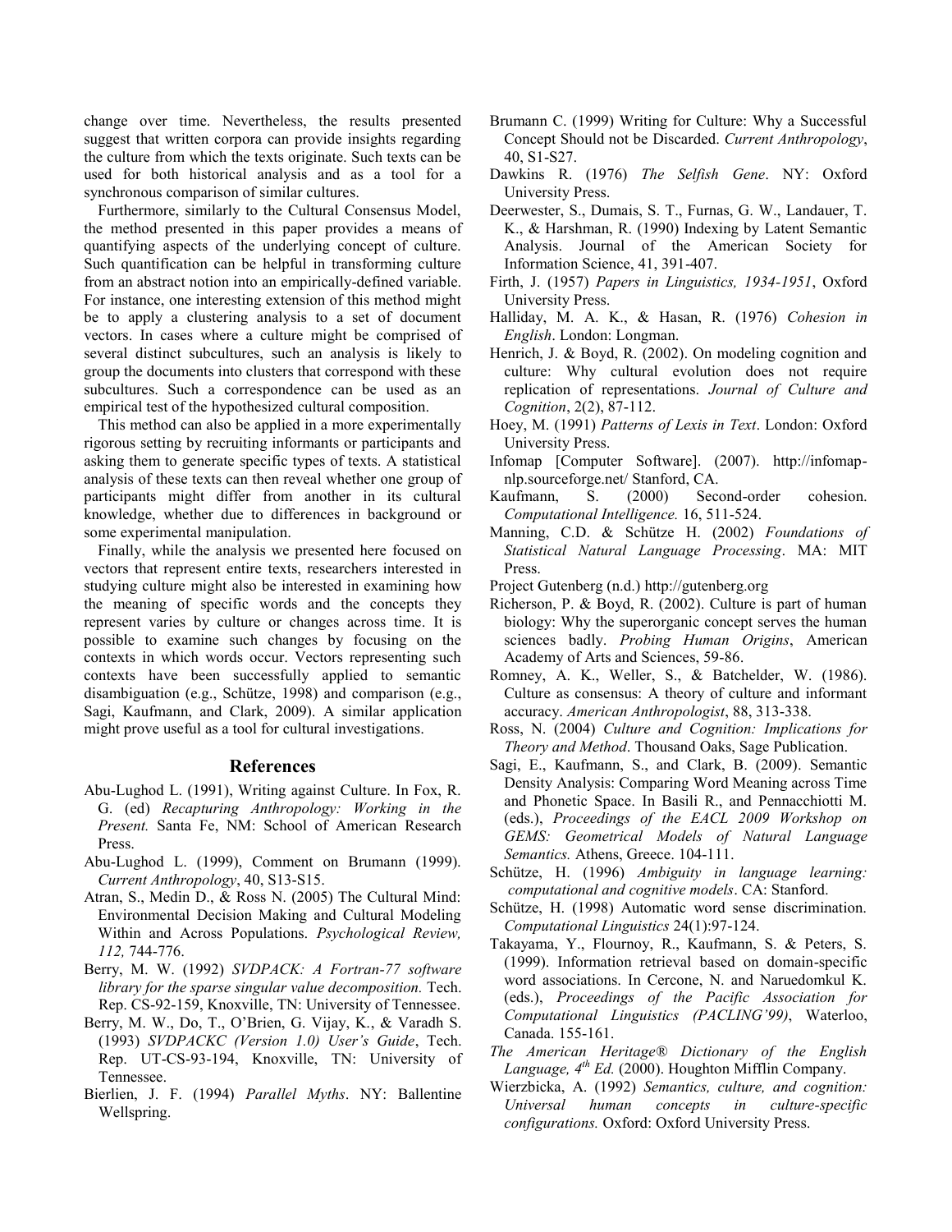change over time. Nevertheless, the results presented suggest that written corpora can provide insights regarding the culture from which the texts originate. Such texts can be used for both historical analysis and as a tool for a synchronous comparison of similar cultures.

Furthermore, similarly to the Cultural Consensus Model, the method presented in this paper provides a means of quantifying aspects of the underlying concept of culture. Such quantification can be helpful in transforming culture from an abstract notion into an empirically-defined variable. For instance, one interesting extension of this method might be to apply a clustering analysis to a set of document vectors. In cases where a culture might be comprised of several distinct subcultures, such an analysis is likely to group the documents into clusters that correspond with these subcultures. Such a correspondence can be used as an empirical test of the hypothesized cultural composition.

This method can also be applied in a more experimentally rigorous setting by recruiting informants or participants and asking them to generate specific types of texts. A statistical analysis of these texts can then reveal whether one group of participants might differ from another in its cultural knowledge, whether due to differences in background or some experimental manipulation.

Finally, while the analysis we presented here focused on vectors that represent entire texts, researchers interested in studying culture might also be interested in examining how the meaning of specific words and the concepts they represent varies by culture or changes across time. It is possible to examine such changes by focusing on the contexts in which words occur. Vectors representing such contexts have been successfully applied to semantic disambiguation (e.g., Schütze, 1998) and comparison (e.g., Sagi, Kaufmann, and Clark, 2009). A similar application might prove useful as a tool for cultural investigations.

## References

Abu-Lughod L. (1991), Writing against Culture. In Fox, R. G. (ed) *Recapturing Anthropology: Working in the Present.* Santa Fe, NM: School of American Research Press.

Abu-Lughod L. (1999), Comment on Brumann (1999). *Current Anthropology*, 40, S13-S15.

Atran, S., Medin D., & Ross N. (2005) The Cultural Mind: Environmental Decision Making and Cultural Modeling Within and Across Populations. *Psychological Review, 112,* 744-776.

Berry, M. W. (1992) *SVDPACK: A Fortran-77 software library for the sparse singular value decomposition.* Tech. Rep. CS-92-159, Knoxville, TN: University of Tennessee.

Berry, M. W., Do, T., O'Brien, G. Vijay, K., & Varadh S. (1993) *SVDPACKC (Version 1.0) User's Guide*, Tech. Rep. UT-CS-93-194, Knoxville, TN: University of Tennessee.

Bierlien, J. F. (1994) *Parallel Myths*. NY: Ballentine Wellspring.

Brumann C. (1999) Writing for Culture: Why a Successful Concept Should not be Discarded. *Current Anthropology*, 40, S1-S27.

Dawkins R. (1976) *The Selfish Gene*. NY: Oxford University Press.

Deerwester, S., Dumais, S. T., Furnas, G. W., Landauer, T. K., & Harshman, R. (1990) Indexing by Latent Semantic Analysis. Journal of the American Society for Information Science, 41, 391-407.

Firth, J. (1957) *Papers in Linguistics, 1934-1951*, Oxford University Press.

Halliday, M. A. K., & Hasan, R. (1976) *Cohesion in English*. London: Longman.

Henrich, J. & Boyd, R. (2002). On modeling cognition and culture: Why cultural evolution does not require replication of representations. *Journal of Culture and Cognition*, 2(2), 87-112.

Hoey, M. (1991) *Patterns of Lexis in Text*. London: Oxford University Press.

Infomap [Computer Software]. (2007). http://infomap-nlp.sourceforge.net/ Stanford, CA.

Kaufmann, S. (2000) Second-order cohesion. *Computational Intelligence.* 16, 511-524.

Manning, C.D. & Schütze H. (2002) *Foundations of Statistical Natural Language Processing*. MA: MIT Press.

Project Gutenberg (n.d.) http://gutenberg.org

Richerson, P. & Boyd, R. (2002). Culture is part of human biology: Why the superorganic concept serves the human sciences badly. *Probing Human Origins*, American Academy of Arts and Sciences, 59-86.

Romney, A. K., Weller, S., & Batchelder, W. (1986). Culture as consensus: A theory of culture and informant accuracy. *American Anthropologist*, 88, 313-338.

Ross, N. (2004) *Culture and Cognition: Implications for Theory and Method*. Thousand Oaks, Sage Publication.

Sagi, E., Kaufmann, S., and Clark, B. (2009). Semantic Density Analysis: Comparing Word Meaning across Time and Phonetic Space. In Basili R., and Pennacchiotti M. (eds.), *Proceedings of the EACL 2009 Workshop on GEMS: Geometrical Models of Natural Language Semantics.* Athens, Greece. 104-111.

Schütze, H. (1996) *Ambiguity in language learning: computational and cognitive models*. CA: Stanford.

Schütze, H. (1998) Automatic word sense discrimination. *Computational Linguistics* 24(1):97-124.

Takayama, Y., Flournoy, R., Kaufmann, S. & Peters, S. (1999). Information retrieval based on domain-specific word associations. In Cercone, N. and Naruedomkul K. (eds.), *Proceedings of the Pacific Association for Computational Linguistics (PACLING'99)*, Waterloo, Canada. 155-161.

*The American Heritage® Dictionary of the English Language, 4th Ed.* (2000). Houghton Mifflin Company.

Wierzbicka, A. (1992) *Semantics, culture, and cognition: Universal human concepts in culture-specific configurations.* Oxford: Oxford University Press.